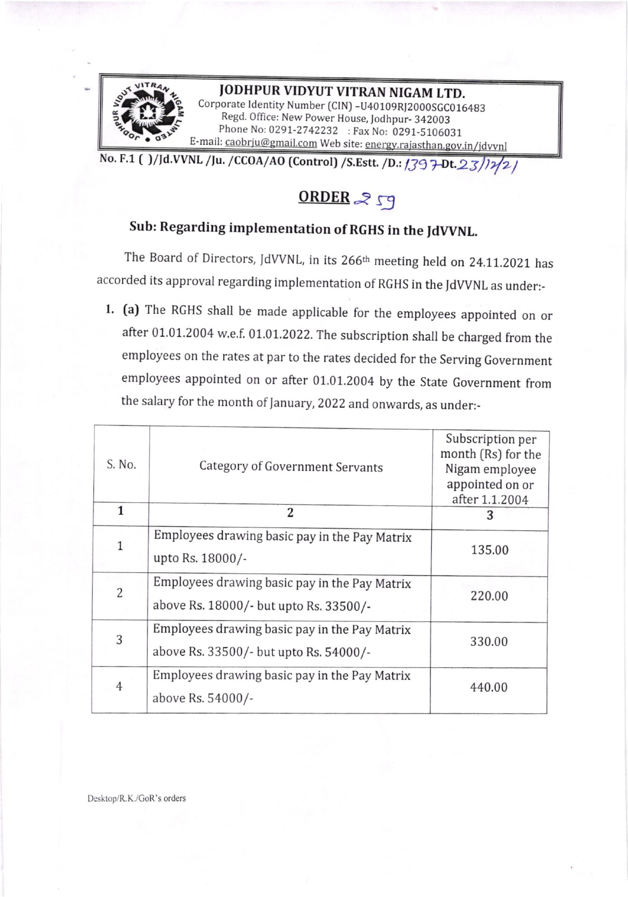# JODHPUR VIDYUT VITRAN NIGAM LTD.

Corporate Identity Number (CIN) –U40109RJ2000SGC016483
Regd. Office: New Power House, Jodhpur- 342003
Phone No: 0291-2742232 : Fax No: 0291-5106031
E-mail: caobrju@gmail.com Web site: energy.rajasthan.gov.in/jdvvnl

No. F.1 ( )/Jd.VVNL /Ju. /CCOA/AO (Control) /S.Estt. /D.: 1397 Dt.23/12/21

## ORDER 259

### Sub: Regarding implementation of RGHS in the JdVVNL.

The Board of Directors, JdVVNL, in its 266th meeting held on 24.11.2021 has accorded its approval regarding implementation of RGHS in the JdVVNL as under:-

1. **(a)** The RGHS shall be made applicable for the employees appointed on or after 01.01.2004 w.e.f. 01.01.2022. The subscription shall be charged from the employees on the rates at par to the rates decided for the Serving Government employees appointed on or after 01.01.2004 by the State Government from the salary for the month of January, 2022 and onwards, as under:-

| S. No. | Category of Government Servants | Subscription per month (Rs) for the Nigam employee appointed on or after 1.1.2004 |
|---|---|---|
| 1 | 2 | 3 |
| 1 | Employees drawing basic pay in the Pay Matrix upto Rs. 18000/- | 135.00 |
| 2 | Employees drawing basic pay in the Pay Matrix above Rs. 18000/- but upto Rs. 33500/- | 220.00 |
| 3 | Employees drawing basic pay in the Pay Matrix above Rs. 33500/- but upto Rs. 54000/- | 330.00 |
| 4 | Employees drawing basic pay in the Pay Matrix above Rs. 54000/- | 440.00 |

Desktop/R.K./GoR's orders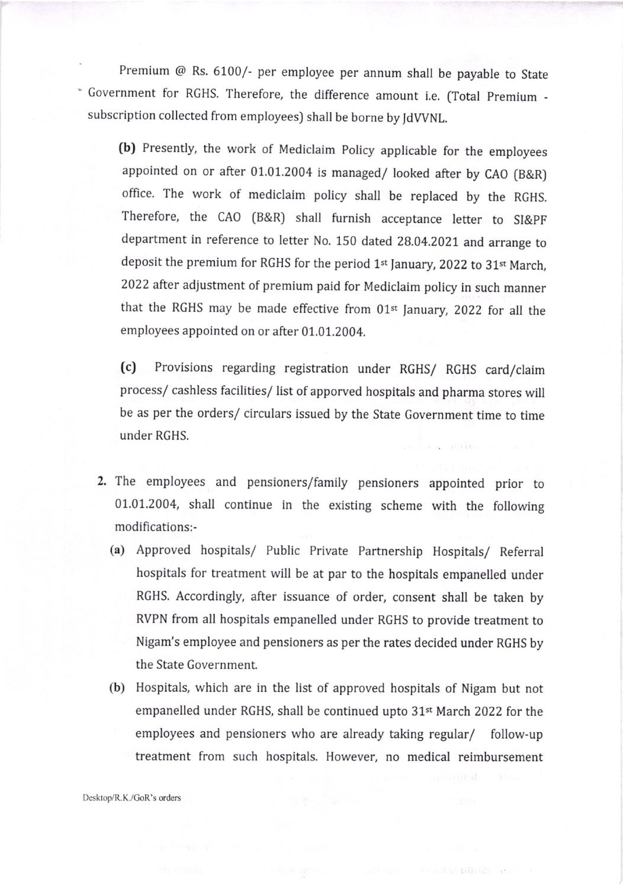Premium @ Rs. 6100/- per employee per annum shall be payable to State Government for RGHS. Therefore, the difference amount i.e. (Total Premium - subscription collected from employees) shall be borne by JdVVNL.

**(b)** Presently, the work of Mediclaim Policy applicable for the employees appointed on or after 01.01.2004 is managed/ looked after by CAO (B&R) office. The work of mediclaim policy shall be replaced by the RGHS. Therefore, the CAO (B&R) shall furnish acceptance letter to SI&PF department in reference to letter No. 150 dated 28.04.2021 and arrange to deposit the premium for RGHS for the period 1st January, 2022 to 31st March, 2022 after adjustment of premium paid for Mediclaim policy in such manner that the RGHS may be made effective from 01st January, 2022 for all the employees appointed on or after 01.01.2004.

**(c)** Provisions regarding registration under RGHS/ RGHS card/claim process/ cashless facilities/ list of apporved hospitals and pharma stores will be as per the orders/ circulars issued by the State Government time to time under RGHS.

2. The employees and pensioners/family pensioners appointed prior to 01.01.2004, shall continue in the existing scheme with the following modifications:-
   - **(a)** Approved hospitals/ Public Private Partnership Hospitals/ Referral hospitals for treatment will be at par to the hospitals empanelled under RGHS. Accordingly, after issuance of order, consent shall be taken by RVPN from all hospitals empanelled under RGHS to provide treatment to Nigam's employee and pensioners as per the rates decided under RGHS by the State Government.
   - **(b)** Hospitals, which are in the list of approved hospitals of Nigam but not empanelled under RGHS, shall be continued upto 31st March 2022 for the employees and pensioners who are already taking regular/ follow-up treatment from such hospitals. However, no medical reimbursement

Desktop/R.K./GoR's orders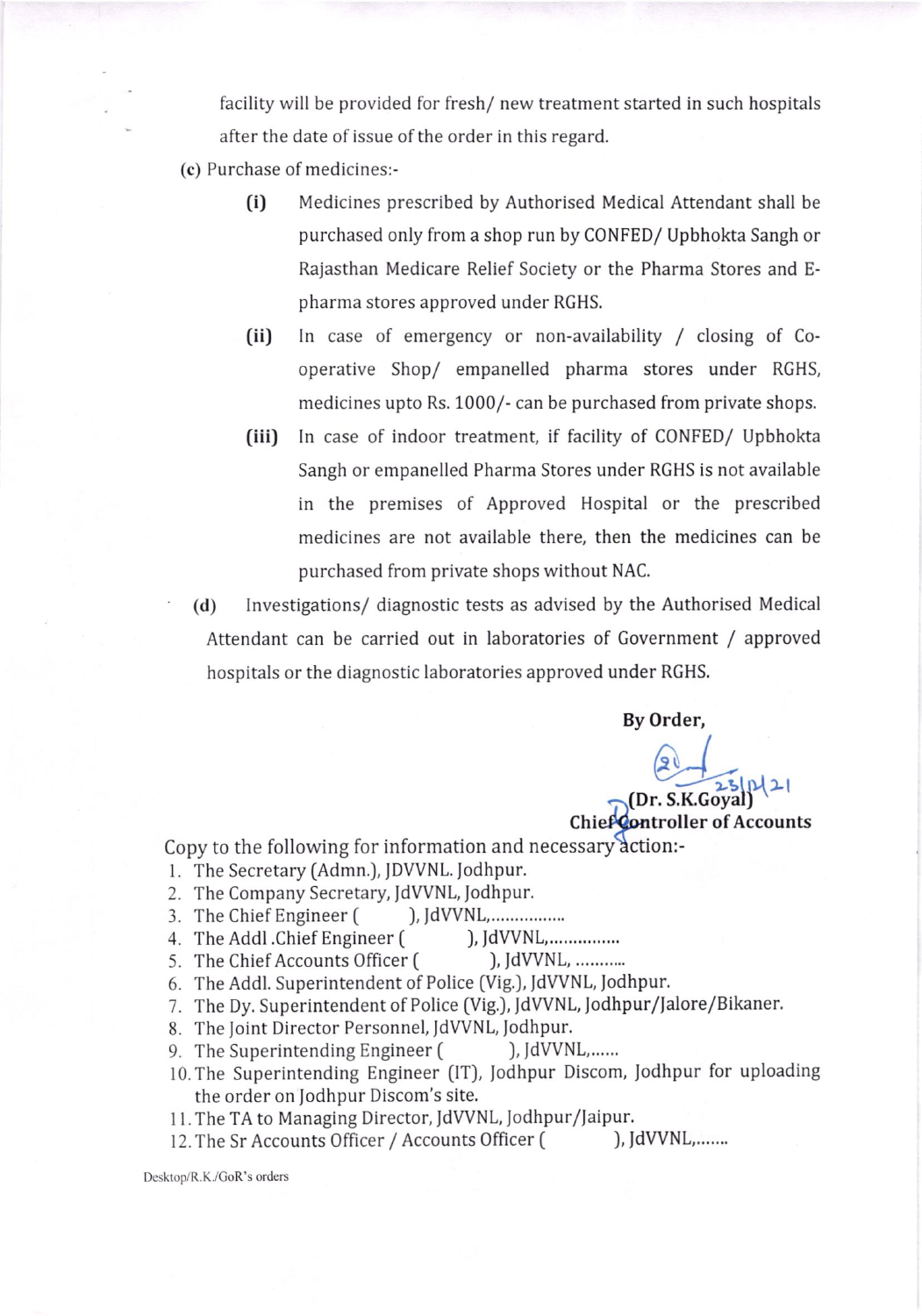facility will be provided for fresh/ new treatment started in such hospitals after the date of issue of the order in this regard.

(c) Purchase of medicines:-

- (i) Medicines prescribed by Authorised Medical Attendant shall be purchased only from a shop run by CONFED/ Upbhokta Sangh or Rajasthan Medicare Relief Society or the Pharma Stores and E-pharma stores approved under RGHS.
- (ii) In case of emergency or non-availability / closing of Co-operative Shop/ empanelled pharma stores under RGHS, medicines upto Rs. 1000/- can be purchased from private shops.
- (iii) In case of indoor treatment, if facility of CONFED/ Upbhokta Sangh or empanelled Pharma Stores under RGHS is not available in the premises of Approved Hospital or the prescribed medicines are not available there, then the medicines can be purchased from private shops without NAC.

(d) Investigations/ diagnostic tests as advised by the Authorised Medical Attendant can be carried out in laboratories of Government / approved hospitals or the diagnostic laboratories approved under RGHS.

**By Order,**

23/12/21

**(Dr. S.K.Goyal)**
**Chief Controller of Accounts**

Copy to the following for information and necessary action:-

1. The Secretary (Admn.), JDVVNL. Jodhpur.
2. The Company Secretary, JdVVNL, Jodhpur.
3. The Chief Engineer ( ), JdVVNL,................
4. The Addl .Chief Engineer ( ), JdVVNL,...............
5. The Chief Accounts Officer ( ), JdVVNL, ...........
6. The Addl. Superintendent of Police (Vig.), JdVVNL, Jodhpur.
7. The Dy. Superintendent of Police (Vig.), JdVVNL, Jodhpur/Jalore/Bikaner.
8. The Joint Director Personnel, JdVVNL, Jodhpur.
9. The Superintending Engineer ( ), JdVVNL,......
10. The Superintending Engineer (IT), Jodhpur Discom, Jodhpur for uploading the order on Jodhpur Discom's site.
11. The TA to Managing Director, JdVVNL, Jodhpur/Jaipur.
12. The Sr Accounts Officer / Accounts Officer ( ), JdVVNL,.......

Desktop/R.K./GoR's orders